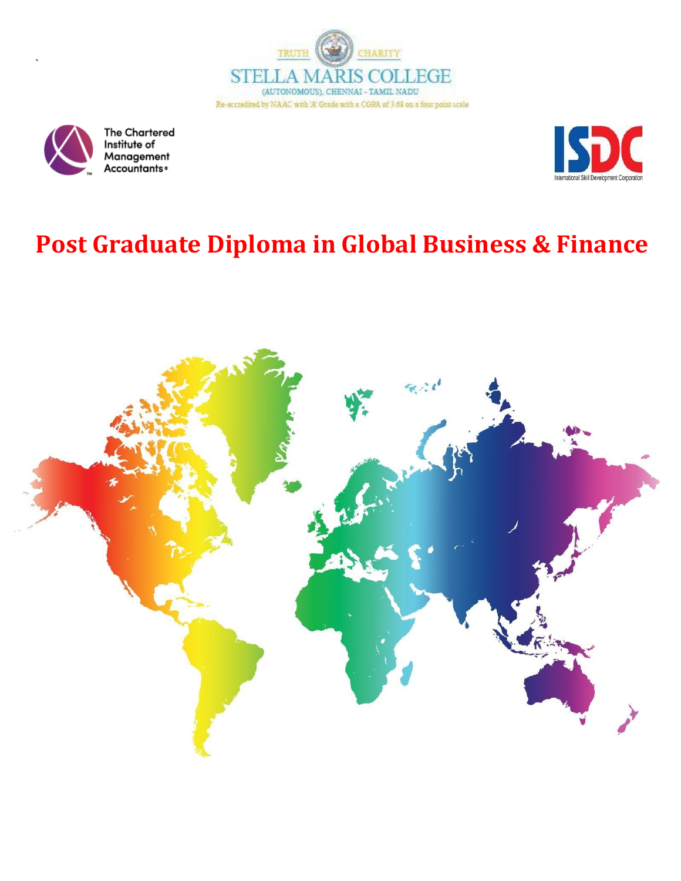TRUTH CHARITY

STELLA MARIS COLLEGE

(AUTONOMOUS), CHENNAI - TAMIL NADU

Re-accredited by NAAC with 'A' Grade with a CGPA of 3.68 on a four point scale

The Chartered Institute of Management Accountants

ISDC International Skill Development Corporation

# Post Graduate Diploma in Global Business & Finance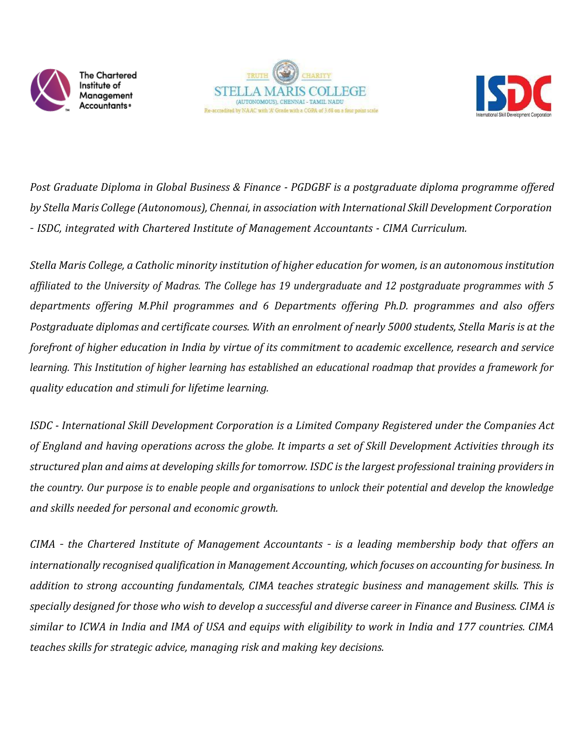*Post Graduate Diploma in Global Business & Finance - PGDGBF is a postgraduate diploma programme offered by Stella Maris College (Autonomous), Chennai, in association with International Skill Development Corporation - ISDC, integrated with Chartered Institute of Management Accountants - CIMA Curriculum.*

*Stella Maris College, a Catholic minority institution of higher education for women, is an autonomous institution affiliated to the University of Madras. The College has 19 undergraduate and 12 postgraduate programmes with 5 departments offering M.Phil programmes and 6 Departments offering Ph.D. programmes and also offers Postgraduate diplomas and certificate courses. With an enrolment of nearly 5000 students, Stella Maris is at the forefront of higher education in India by virtue of its commitment to academic excellence, research and service learning. This Institution of higher learning has established an educational roadmap that provides a framework for quality education and stimuli for lifetime learning.*

*ISDC - International Skill Development Corporation is a Limited Company Registered under the Companies Act of England and having operations across the globe. It imparts a set of Skill Development Activities through its structured plan and aims at developing skills for tomorrow. ISDC is the largest professional training providers in the country. Our purpose is to enable people and organisations to unlock their potential and develop the knowledge and skills needed for personal and economic growth.*

*CIMA - the Chartered Institute of Management Accountants - is a leading membership body that offers an internationally recognised qualification in Management Accounting, which focuses on accounting for business. In addition to strong accounting fundamentals, CIMA teaches strategic business and management skills. This is specially designed for those who wish to develop a successful and diverse career in Finance and Business. CIMA is similar to ICWA in India and IMA of USA and equips with eligibility to work in India and 177 countries. CIMA teaches skills for strategic advice, managing risk and making key decisions.*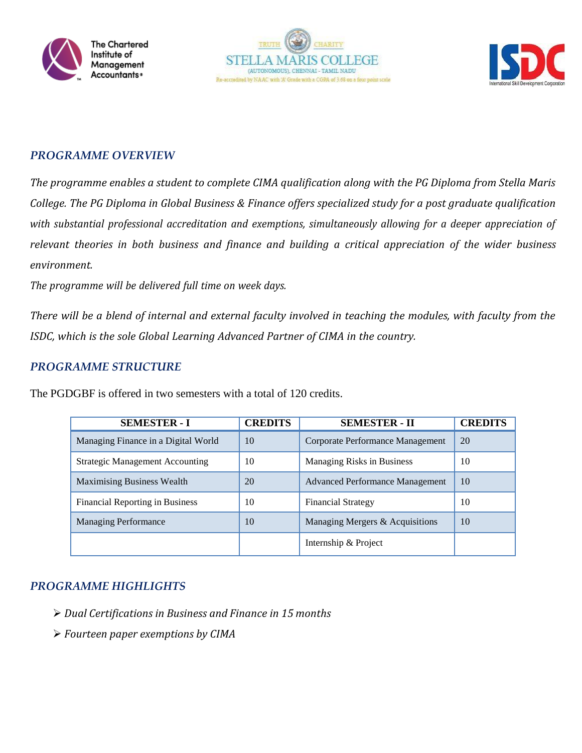The Chartered Institute of Management Accountants

TRUTH CHARITY
STELLA MARIS COLLEGE
(AUTONOMOUS), CHENNAI - TAMIL NADU
Re-accredited by NAAC with 'A' Grade with a CGPA of 3.68 on a four point scale

ISDC
International Skill Development Corporation

## *PROGRAMME OVERVIEW*

*The programme enables a student to complete CIMA qualification along with the PG Diploma from Stella Maris College. The PG Diploma in Global Business & Finance offers specialized study for a post graduate qualification with substantial professional accreditation and exemptions, simultaneously allowing for a deeper appreciation of relevant theories in both business and finance and building a critical appreciation of the wider business environment.*

*The programme will be delivered full time on week days.*

*There will be a blend of internal and external faculty involved in teaching the modules, with faculty from the ISDC, which is the sole Global Learning Advanced Partner of CIMA in the country.*

## *PROGRAMME STRUCTURE*

The PGDGBF is offered in two semesters with a total of 120 credits.

| SEMESTER - I | CREDITS | SEMESTER - II | CREDITS |
|---|---|---|---|
| Managing Finance in a Digital World | 10 | Corporate Performance Management | 20 |
| Strategic Management Accounting | 10 | Managing Risks in Business | 10 |
| Maximising Business Wealth | 20 | Advanced Performance Management | 10 |
| Financial Reporting in Business | 10 | Financial Strategy | 10 |
| Managing Performance | 10 | Managing Mergers & Acquisitions | 10 |
| | | Internship & Project | |

## *PROGRAMME HIGHLIGHTS*

- *Dual Certifications in Business and Finance in 15 months*
- *Fourteen paper exemptions by CIMA*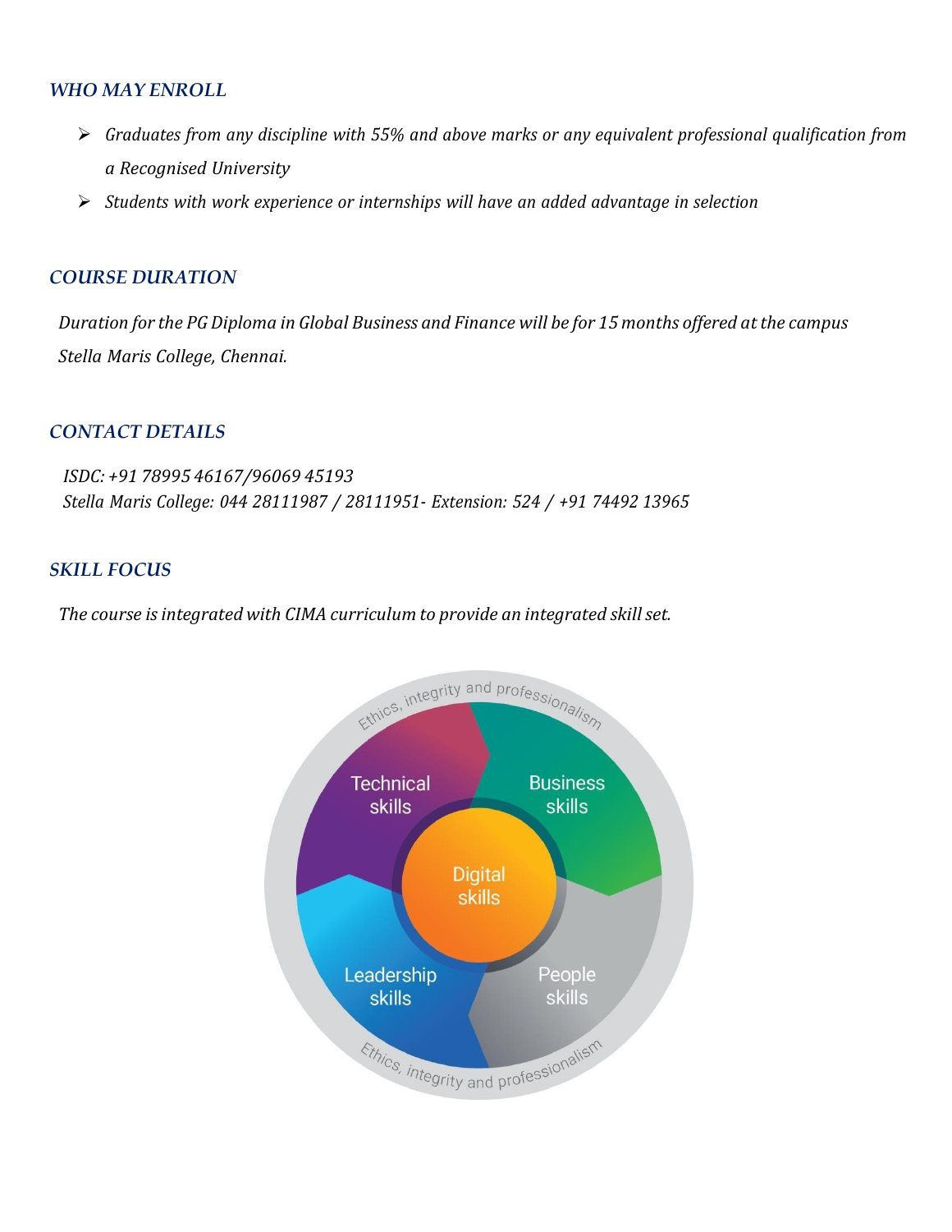### *WHO MAY ENROLL*

- *Graduates from any discipline with 55% and above marks or any equivalent professional qualification from a Recognised University*
- *Students with work experience or internships will have an added advantage in selection*

### *COURSE DURATION*

*Duration for the PG Diploma in Global Business and Finance will be for 15 months offered at the campus Stella Maris College, Chennai.*

### *CONTACT DETAILS*

*ISDC: +91 78995 46167/96069 45193*
*Stella Maris College: 044 28111987 / 28111951- Extension: 524 / +91 74492 13965*

### *SKILL FOCUS*

*The course is integrated with CIMA curriculum to provide an integrated skill set.*

Ethics, integrity and professionalism

Technical skills

Business skills

Digital skills

Leadership skills

People skills

Ethics, integrity and professionalism